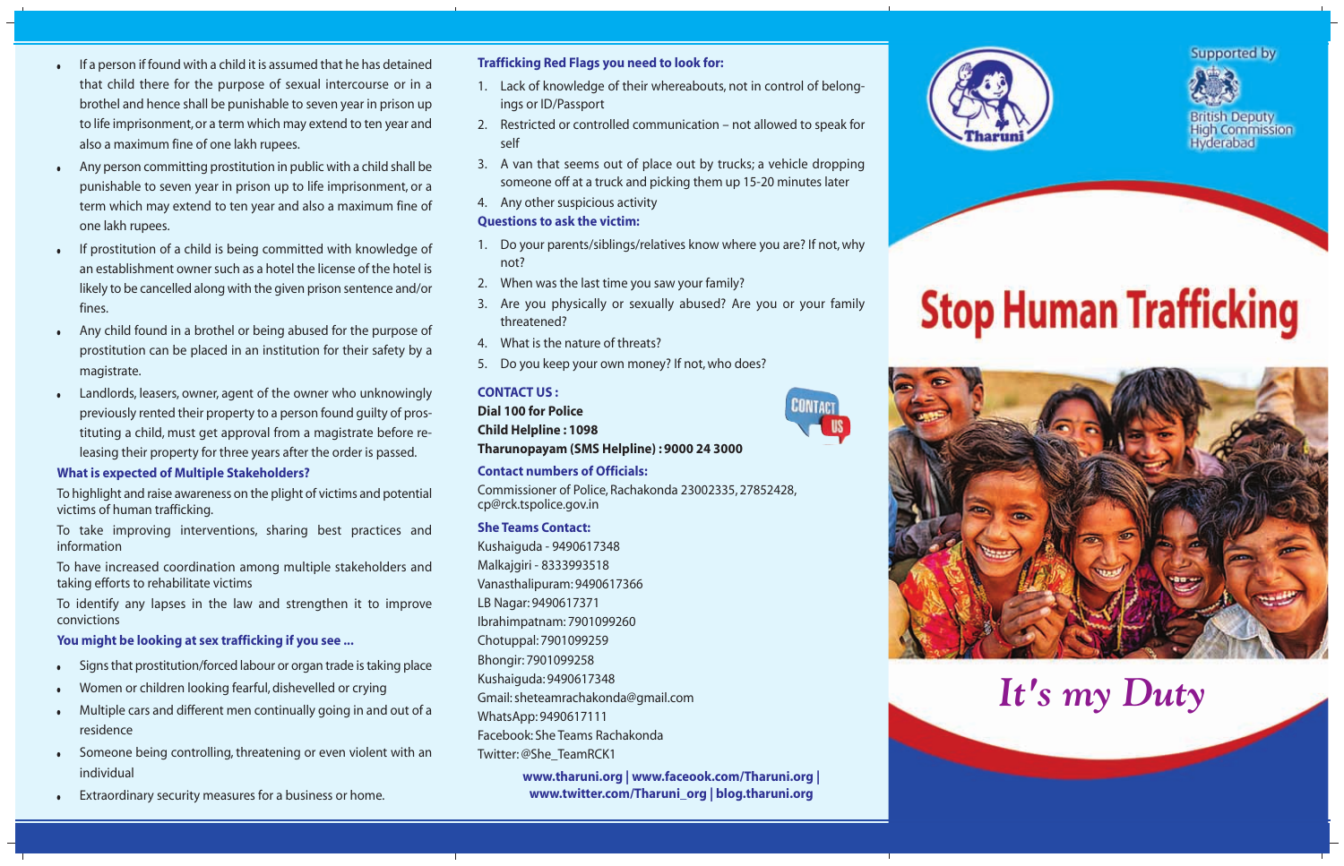- If a person if found with a child it is assumed that he has detained that child there for the purpose of sexual intercourse or in a brothel and hence shall be punishable to seven year in prison up to life imprisonment, or a term which may extend to ten year and also a maximum fine of one lakh rupees.
- Any person committing prostitution in public with a child shall be punishable to seven year in prison up to life imprisonment, or a term which may extend to ten year and also a maximum fine of one lakh rupees.
- If prostitution of a child is being committed with knowledge of an establishment owner such as a hotel the license of the hotel is likely to be cancelled along with the given prison sentence and/or fines.
- Any child found in a brothel or being abused for the purpose of prostitution can be placed in an institution for their safety by a magistrate.
- Landlords, leasers, owner, agent of the owner who unknowingly previously rented their property to a person found guilty of prostituting a child, must get approval from a magistrate before re-leasing their property for three years after the order is passed.

### What is expected of Multiple Stakeholders?

To highlight and raise awareness on the plight of victims and potential victims of human trafficking.

To take improving interventions, sharing best practices and information

To have increased coordination among multiple stakeholders and taking efforts to rehabilitate victims

To identify any lapses in the law and strengthen it to improve convictions

### You might be looking at sex trafficking if you see ...

- Signs that prostitution/forced labour or organ trade is taking place
- Women or children looking fearful, dishevelled or crying
- Multiple cars and different men continually going in and out of a residence
- Someone being controlling, threatening or even violent with an individual
- Extraordinary security measures for a business or home.

### Trafficking Red Flags you need to look for:

1. Lack of knowledge of their whereabouts, not in control of belongings or ID/Passport
2. Restricted or controlled communication – not allowed to speak for self
3. A van that seems out of place out by trucks; a vehicle dropping someone off at a truck and picking them up 15-20 minutes later
4. Any other suspicious activity

### Questions to ask the victim:

1. Do your parents/siblings/relatives know where you are? If not, why not?
2. When was the last time you saw your family?
3. Are you physically or sexually abused? Are you or your family threatened?
4. What is the nature of threats?
5. Do you keep your own money? If not, who does?

### CONTACT US :

**Dial 100 for Police**
**Child Helpline : 1098**
**Tharunopayam (SMS Helpline) : 9000 24 3000**

### Contact numbers of Officials:

Commissioner of Police, Rachakonda 23002335, 27852428, cp@rck.tspolice.gov.in

### She Teams Contact:

Kushaiguda - 9490617348
Malkajgiri - 8333993518
Vanasthalipuram: 9490617366
LB Nagar: 9490617371
Ibrahimpatnam: 7901099260
Chotuppal: 7901099259
Bhongir: 7901099258
Kushaiguda: 9490617348
Gmail: sheteamrachakonda@gmail.com
WhatsApp: 9490617111
Facebook: She Teams Rachakonda
Twitter: @She_TeamRCK1

**www.tharuni.org | www.faceook.com/Tharuni.org | www.twitter.com/Tharuni_org | blog.tharuni.org**

Tharuni

Supported by British Deputy High Commission Hyderabad

# Stop Human Trafficking

*It's my Duty*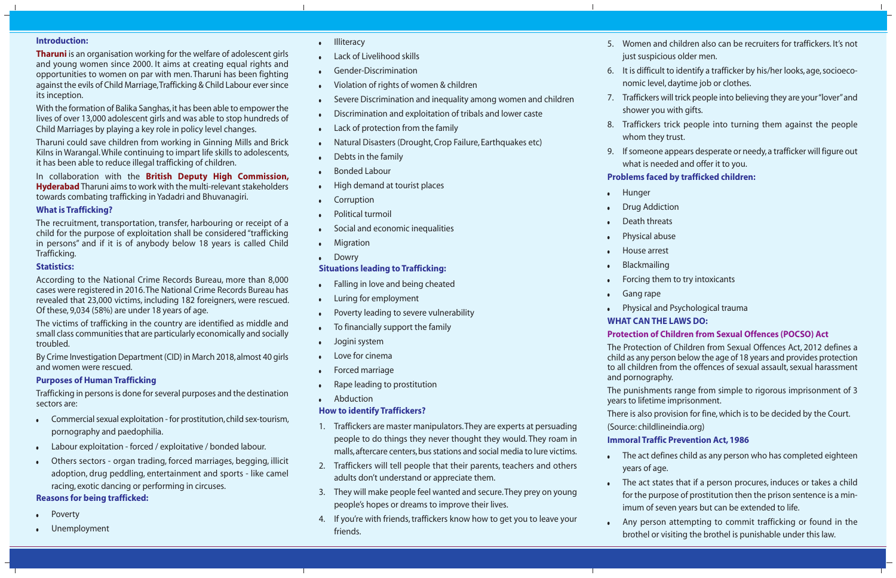## Introduction:

**Tharuni** is an organisation working for the welfare of adolescent girls and young women since 2000. It aims at creating equal rights and opportunities to women on par with men. Tharuni has been fighting against the evils of Child Marriage, Trafficking & Child Labour ever since its inception.

With the formation of Balika Sanghas, it has been able to empower the lives of over 13,000 adolescent girls and was able to stop hundreds of Child Marriages by playing a key role in policy level changes.

Tharuni could save children from working in Ginning Mills and Brick Kilns in Warangal. While continuing to impart life skills to adolescents, it has been able to reduce illegal trafficking of children.

In collaboration with the **British Deputy High Commission, Hyderabad** Tharuni aims to work with the multi-relevant stakeholders towards combating trafficking in Yadadri and Bhuvanagiri.

## What is Trafficking?

The recruitment, transportation, transfer, harbouring or receipt of a child for the purpose of exploitation shall be considered "trafficking in persons" and if it is of anybody below 18 years is called Child Trafficking.

## Statistics:

According to the National Crime Records Bureau, more than 8,000 cases were registered in 2016. The National Crime Records Bureau has revealed that 23,000 victims, including 182 foreigners, were rescued. Of these, 9,034 (58%) are under 18 years of age.

The victims of trafficking in the country are identified as middle and small class communities that are particularly economically and socially troubled.

By Crime Investigation Department (CID) in March 2018, almost 40 girls and women were rescued.

## Purposes of Human Trafficking

Trafficking in persons is done for several purposes and the destination sectors are:

- Commercial sexual exploitation - for prostitution, child sex-tourism, pornography and paedophilia.
- Labour exploitation - forced / exploitative / bonded labour.
- Others sectors - organ trading, forced marriages, begging, illicit adoption, drug peddling, entertainment and sports - like camel racing, exotic dancing or performing in circuses.

## Reasons for being trafficked:

- Poverty
- Unemployment
- Illiteracy
- Lack of Livelihood skills
- Gender-Discrimination
- Violation of rights of women & children
- Severe Discrimination and inequality among women and children
- Discrimination and exploitation of tribals and lower caste
- Lack of protection from the family
- Natural Disasters (Drought, Crop Failure, Earthquakes etc)
- Debts in the family
- Bonded Labour
- High demand at tourist places
- Corruption
- Political turmoil
- Social and economic inequalities
- Migration
- Dowry

## Situations leading to Trafficking:

- Falling in love and being cheated
- Luring for employment
- Poverty leading to severe vulnerability
- To financially support the family
- Jogini system
- Love for cinema
- Forced marriage
- Rape leading to prostitution
- Abduction

## How to identify Traffickers?

1. Traffickers are master manipulators. They are experts at persuading people to do things they never thought they would. They roam in malls, aftercare centers, bus stations and social media to lure victims.
2. Traffickers will tell people that their parents, teachers and others adults don't understand or appreciate them.
3. They will make people feel wanted and secure. They prey on young people's hopes or dreams to improve their lives.
4. If you're with friends, traffickers know how to get you to leave your friends.
5. Women and children also can be recruiters for traffickers. It's not just suspicious older men.
6. It is difficult to identify a trafficker by his/her looks, age, socioeconomic level, daytime job or clothes.
7. Traffickers will trick people into believing they are your "lover" and shower you with gifts.
8. Traffickers trick people into turning them against the people whom they trust.
9. If someone appears desperate or needy, a trafficker will figure out what is needed and offer it to you.

## Problems faced by trafficked children:

- Hunger
- Drug Addiction
- Death threats
- Physical abuse
- House arrest
- Blackmailing
- Forcing them to try intoxicants
- Gang rape
- Physical and Psychological trauma

## WHAT CAN THE LAWS DO:

### Protection of Children from Sexual Offences (POCSO) Act

The Protection of Children from Sexual Offences Act, 2012 defines a child as any person below the age of 18 years and provides protection to all children from the offences of sexual assault, sexual harassment and pornography.

The punishments range from simple to rigorous imprisonment of 3 years to lifetime imprisonment.

There is also provision for fine, which is to be decided by the Court.

(Source: childlineindia.org)

### Immoral Traffic Prevention Act, 1986

- The act defines child as any person who has completed eighteen years of age.
- The act states that if a person procures, induces or takes a child for the purpose of prostitution then the prison sentence is a minimum of seven years but can be extended to life.
- Any person attempting to commit trafficking or found in the brothel or visiting the brothel is punishable under this law.